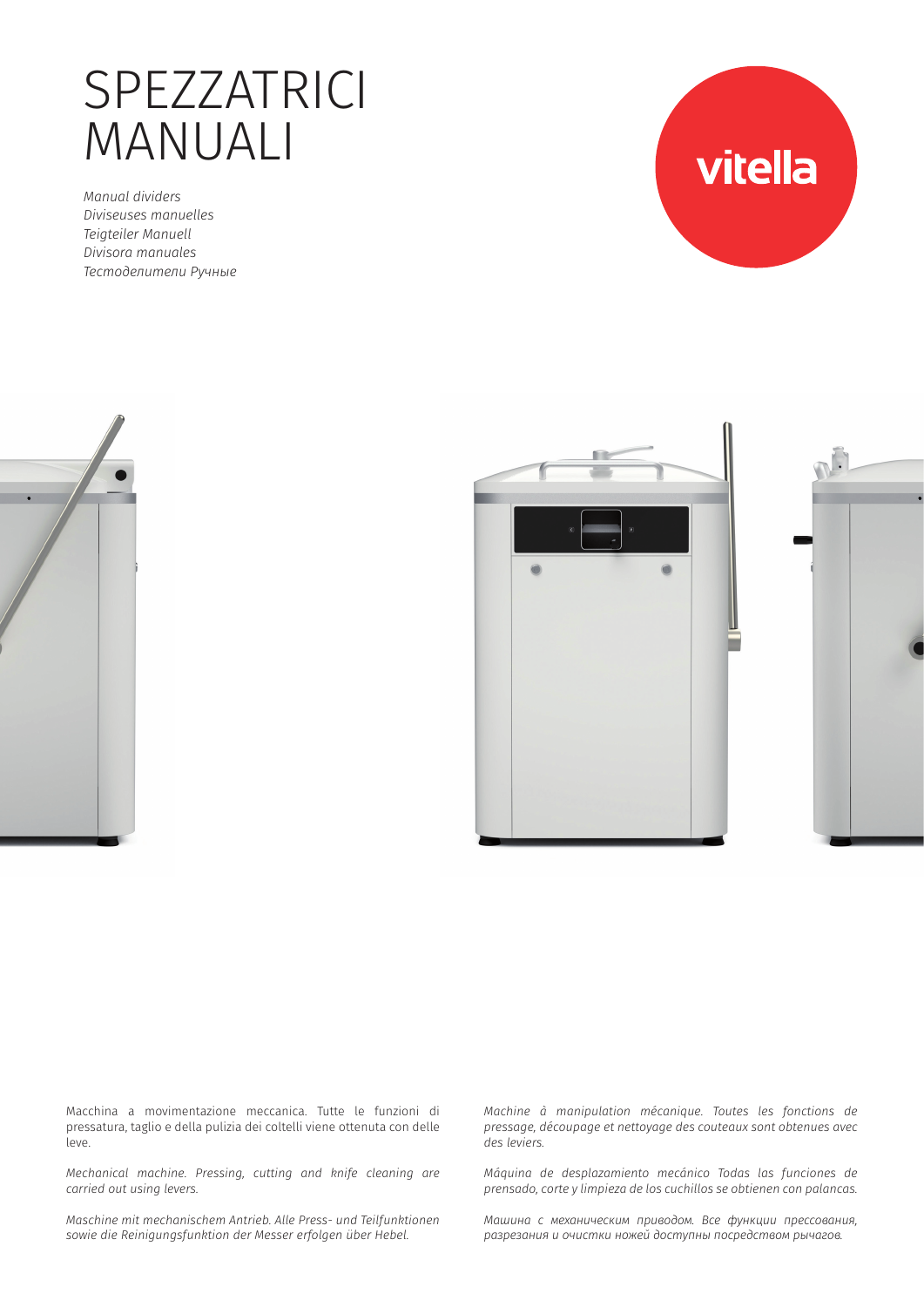# SPEZZATRICI MANUALI

*Manual dividers*
*Diviseuses manuelles*
*Teigteiler Manuell*
*Divisora manuales*
*Тестоделители Ручные*

vitella

Macchina a movimentazione meccanica. Tutte le funzioni di pressatura, taglio e della pulizia dei coltelli viene ottenuta con delle leve.

*Mechanical machine. Pressing, cutting and knife cleaning are carried out using levers.*

*Maschine mit mechanischem Antrieb. Alle Press- und Teilfunktionen sowie die Reinigungsfunktion der Messer erfolgen über Hebel.*

*Machine à manipulation mécanique. Toutes les fonctions de pressage, découpage et nettoyage des couteaux sont obtenues avec des leviers.*

*Máquina de desplazamiento mecánico Todas las funciones de prensado, corte y limpieza de los cuchillos se obtienen con palancas.*

*Машина с механическим приводом. Все функции прессования, разрезания и очистки ножей доступны посредством рычагов.*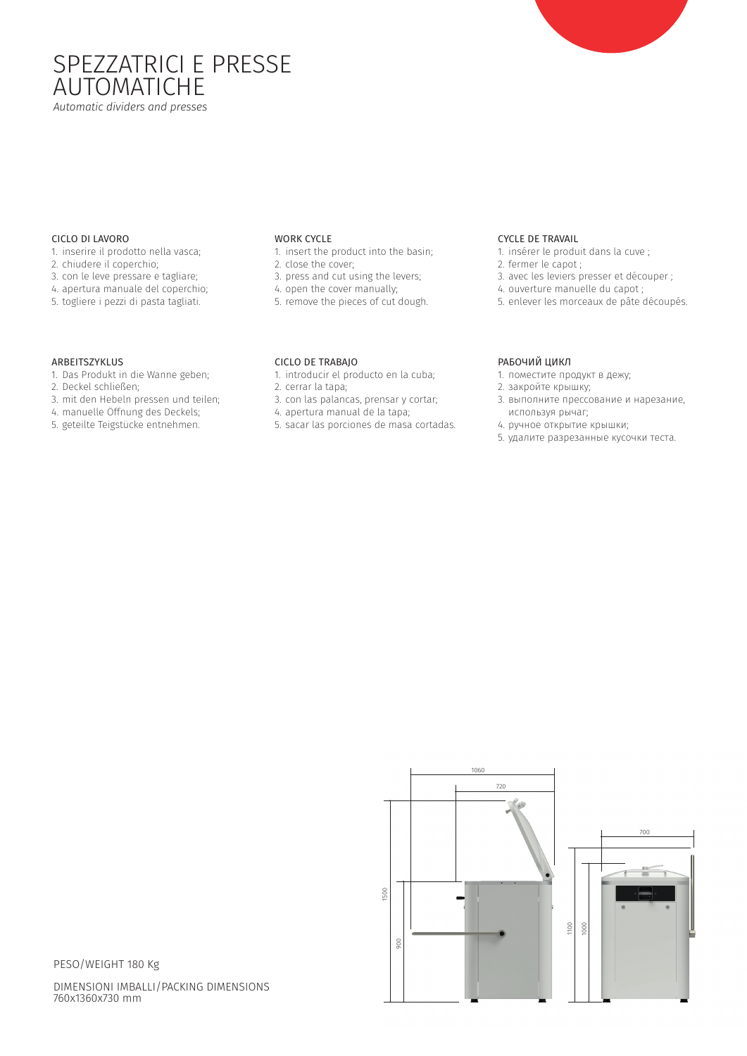# SPEZZATRICI E PRESSE AUTOMATICHE

*Automatic dividers and presses*

### CICLO DI LAVORO

1. inserire il prodotto nella vasca;
2. chiudere il coperchio;
3. con le leve pressare e tagliare;
4. apertura manuale del coperchio;
5. togliere i pezzi di pasta tagliati.

### WORK CYCLE

1. insert the product into the basin;
2. close the cover;
3. press and cut using the levers;
4. open the cover manually;
5. remove the pieces of cut dough.

### CYCLE DE TRAVAIL

1. insérer le produit dans la cuve ;
2. fermer le capot ;
3. avec les leviers presser et découper ;
4. ouverture manuelle du capot ;
5. enlever les morceaux de pâte découpés.

### ARBEITSZYKLUS

1. Das Produkt in die Wanne geben;
2. Deckel schließen;
3. mit den Hebeln pressen und teilen;
4. manuelle Öffnung des Deckels;
5. geteilte Teigstücke entnehmen.

### CICLO DE TRABAJO

1. introducir el producto en la cuba;
2. cerrar la tapa;
3. con las palancas, prensar y cortar;
4. apertura manual de la tapa;
5. sacar las porciones de masa cortadas.

### РАБОЧИЙ ЦИКЛ

1. поместите продукт в дежу;
2. закройте крышку;
3. выполните прессование и нарезание, используя рычаг;
4. ручное открытие крышки;
5. удалите разрезанные кусочки теста.

1060

720

700

1500

900

1100

1000

PESO/WEIGHT 180 Kg

DIMENSIONI IMBALLI/PACKING DIMENSIONS
760x1360x730 mm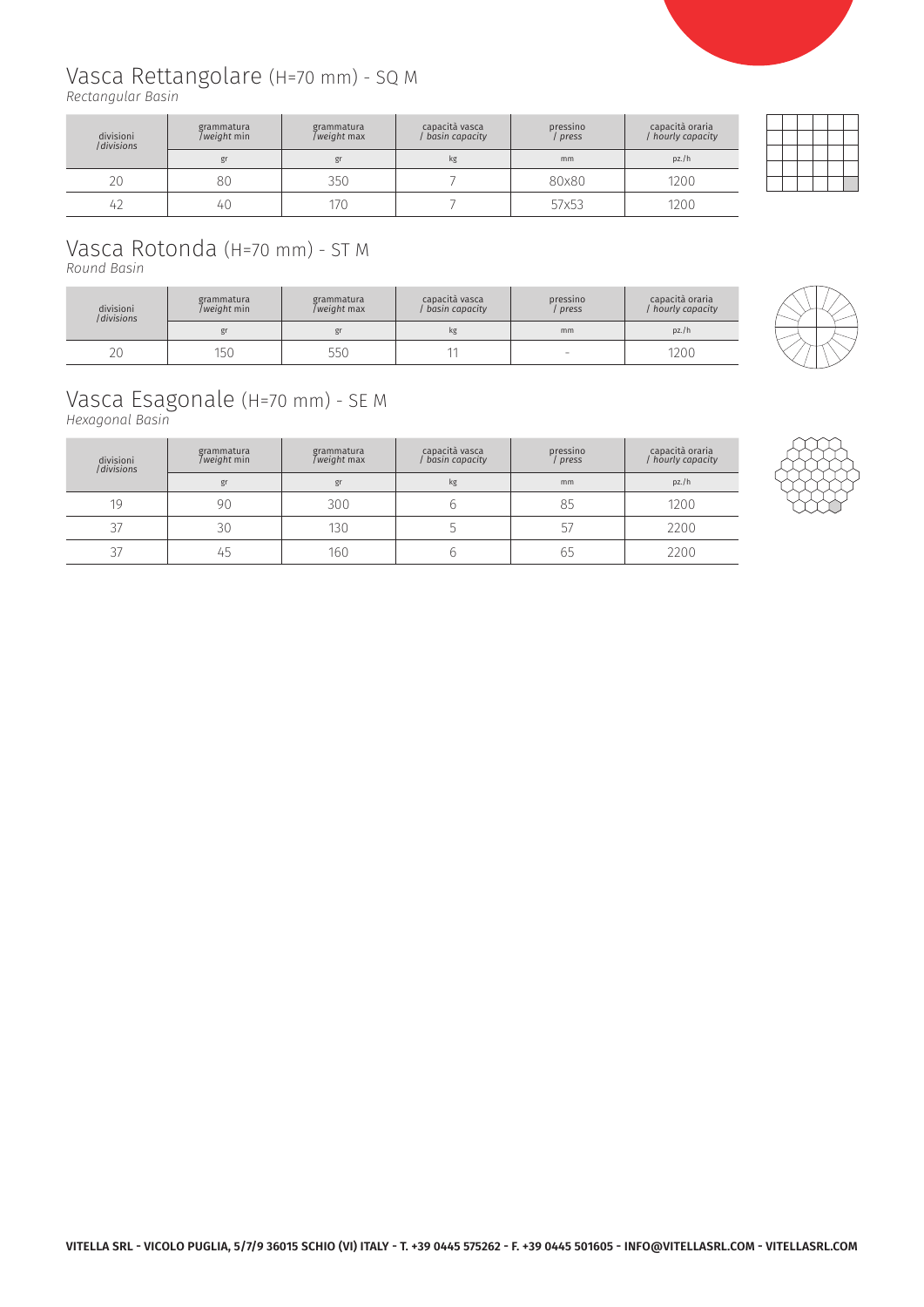## Vasca Rettangolare (H=70 mm) - SQ M

*Rectangular Basin*

| divisioni / *divisions* | grammatura / *weight min* | grammatura / *weight max* | capacità vasca / *basin capacity* | pressino / *press* | capacità oraria / *hourly capacity* |
|---|---|---|---|---|---|
| | gr | gr | kg | mm | pz./h |
| 20 | 80 | 350 | 7 | 80x80 | 1200 |
| 42 | 40 | 170 | 7 | 57x53 | 1200 |

## Vasca Rotonda (H=70 mm) - ST M

*Round Basin*

| divisioni / *divisions* | grammatura / *weight min* | grammatura / *weight max* | capacità vasca / *basin capacity* | pressino / *press* | capacità oraria / *hourly capacity* |
|---|---|---|---|---|---|
| | gr | gr | kg | mm | pz./h |
| 20 | 150 | 550 | 11 | - | 1200 |

## Vasca Esagonale (H=70 mm) - SE M

*Hexagonal Basin*

| divisioni / *divisions* | grammatura / *weight min* | grammatura / *weight max* | capacità vasca / *basin capacity* | pressino / *press* | capacità oraria / *hourly capacity* |
|---|---|---|---|---|---|
| | gr | gr | kg | mm | pz./h |
| 19 | 90 | 300 | 6 | 85 | 1200 |
| 37 | 30 | 130 | 5 | 57 | 2200 |
| 37 | 45 | 160 | 6 | 65 | 2200 |

**VITELLA SRL - VICOLO PUGLIA, 5/7/9 36015 SCHIO (VI) ITALY - T. +39 0445 575262 - F. +39 0445 501605 - INFO@VITELLASRL.COM - VITELLASRL.COM**